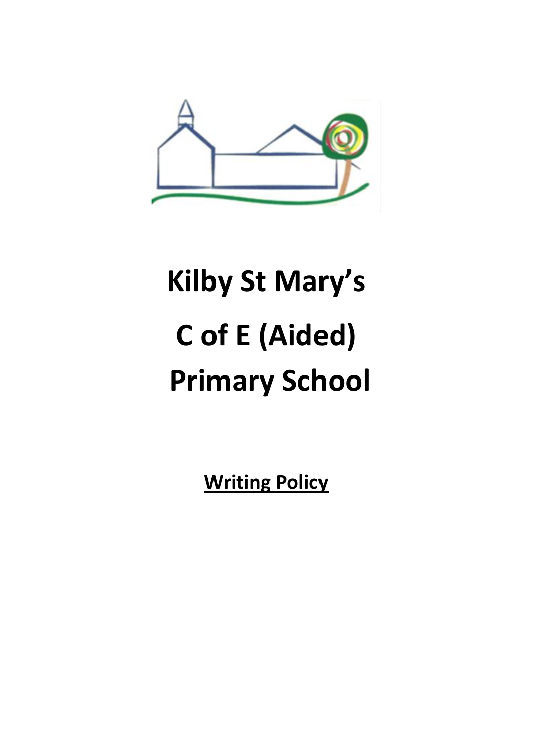# Kilby St Mary's

# C of E (Aided)

# Primary School

**Writing Policy**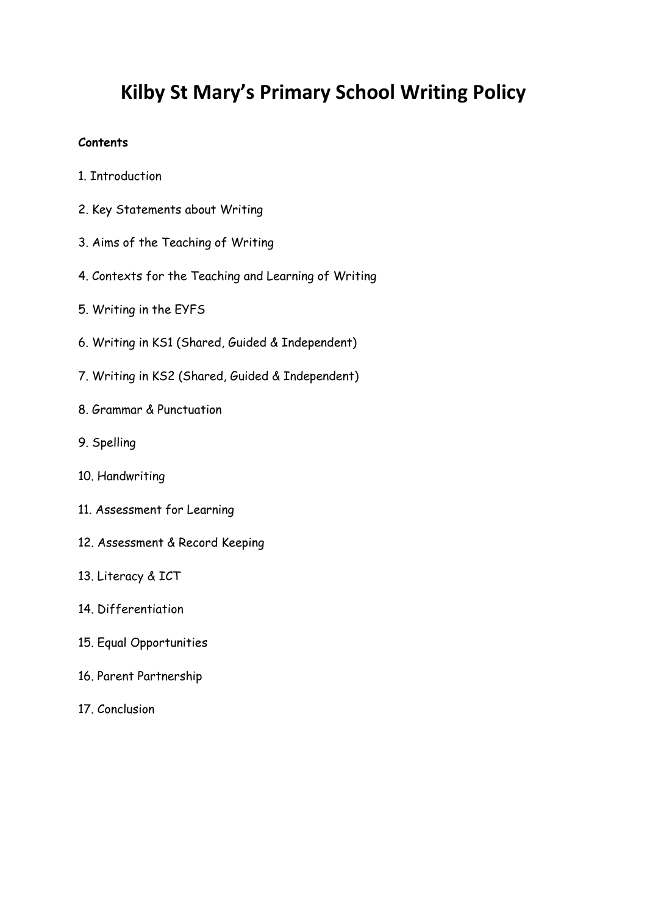# Kilby St Mary's Primary School Writing Policy

**Contents**

1. Introduction
2. Key Statements about Writing
3. Aims of the Teaching of Writing
4. Contexts for the Teaching and Learning of Writing
5. Writing in the EYFS
6. Writing in KS1 (Shared, Guided & Independent)
7. Writing in KS2 (Shared, Guided & Independent)
8. Grammar & Punctuation
9. Spelling
10. Handwriting
11. Assessment for Learning
12. Assessment & Record Keeping
13. Literacy & ICT
14. Differentiation
15. Equal Opportunities
16. Parent Partnership
17. Conclusion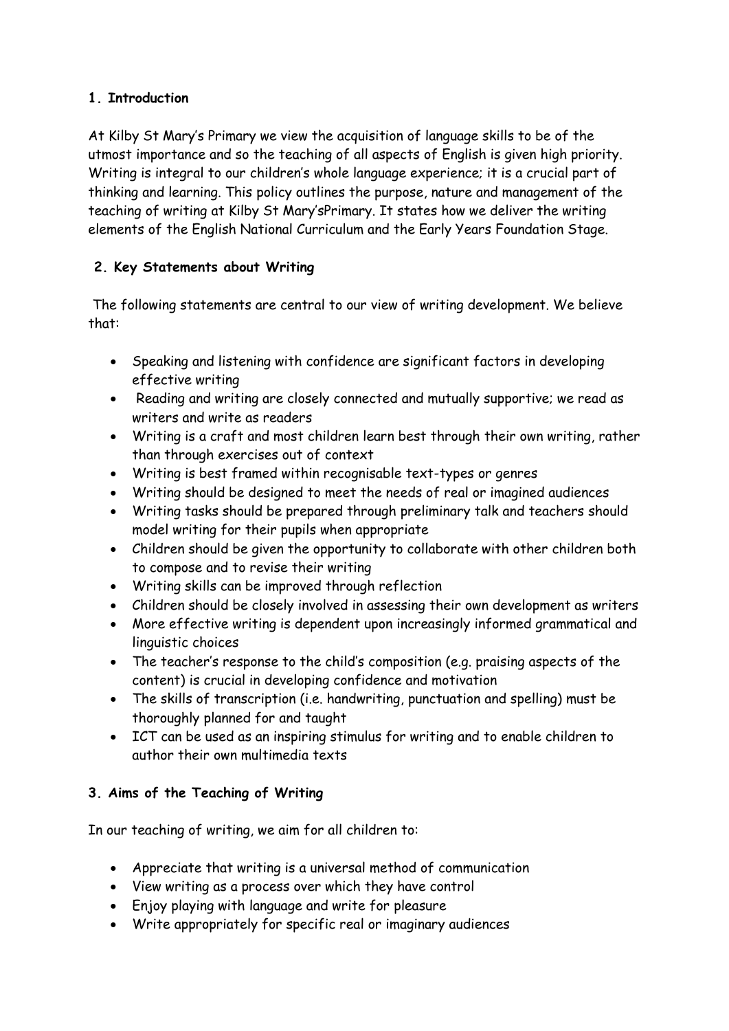## 1. Introduction

At Kilby St Mary's Primary we view the acquisition of language skills to be of the utmost importance and so the teaching of all aspects of English is given high priority. Writing is integral to our children's whole language experience; it is a crucial part of thinking and learning. This policy outlines the purpose, nature and management of the teaching of writing at Kilby St Mary'sPrimary. It states how we deliver the writing elements of the English National Curriculum and the Early Years Foundation Stage.

## 2. Key Statements about Writing

The following statements are central to our view of writing development. We believe that:

- Speaking and listening with confidence are significant factors in developing effective writing
- Reading and writing are closely connected and mutually supportive; we read as writers and write as readers
- Writing is a craft and most children learn best through their own writing, rather than through exercises out of context
- Writing is best framed within recognisable text-types or genres
- Writing should be designed to meet the needs of real or imagined audiences
- Writing tasks should be prepared through preliminary talk and teachers should model writing for their pupils when appropriate
- Children should be given the opportunity to collaborate with other children both to compose and to revise their writing
- Writing skills can be improved through reflection
- Children should be closely involved in assessing their own development as writers
- More effective writing is dependent upon increasingly informed grammatical and linguistic choices
- The teacher's response to the child's composition (e.g. praising aspects of the content) is crucial in developing confidence and motivation
- The skills of transcription (i.e. handwriting, punctuation and spelling) must be thoroughly planned for and taught
- ICT can be used as an inspiring stimulus for writing and to enable children to author their own multimedia texts

## 3. Aims of the Teaching of Writing

In our teaching of writing, we aim for all children to:

- Appreciate that writing is a universal method of communication
- View writing as a process over which they have control
- Enjoy playing with language and write for pleasure
- Write appropriately for specific real or imaginary audiences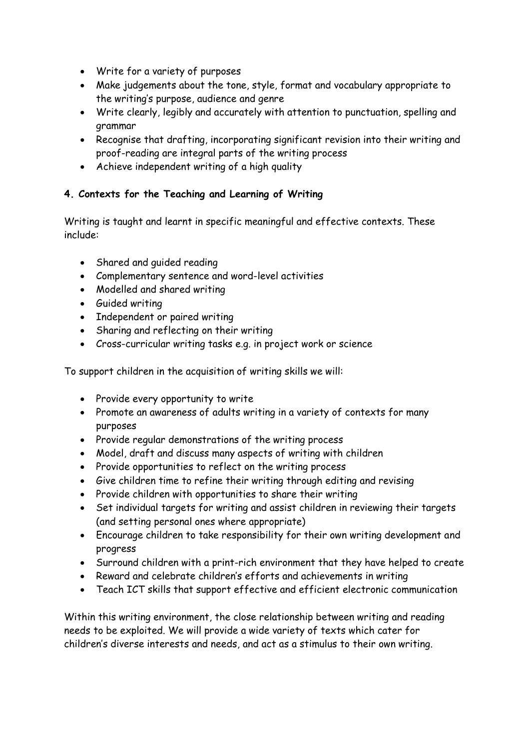- Write for a variety of purposes
- Make judgements about the tone, style, format and vocabulary appropriate to the writing's purpose, audience and genre
- Write clearly, legibly and accurately with attention to punctuation, spelling and grammar
- Recognise that drafting, incorporating significant revision into their writing and proof-reading are integral parts of the writing process
- Achieve independent writing of a high quality

### 4. Contexts for the Teaching and Learning of Writing

Writing is taught and learnt in specific meaningful and effective contexts. These include:

- Shared and guided reading
- Complementary sentence and word-level activities
- Modelled and shared writing
- Guided writing
- Independent or paired writing
- Sharing and reflecting on their writing
- Cross-curricular writing tasks e.g. in project work or science

To support children in the acquisition of writing skills we will:

- Provide every opportunity to write
- Promote an awareness of adults writing in a variety of contexts for many purposes
- Provide regular demonstrations of the writing process
- Model, draft and discuss many aspects of writing with children
- Provide opportunities to reflect on the writing process
- Give children time to refine their writing through editing and revising
- Provide children with opportunities to share their writing
- Set individual targets for writing and assist children in reviewing their targets (and setting personal ones where appropriate)
- Encourage children to take responsibility for their own writing development and progress
- Surround children with a print-rich environment that they have helped to create
- Reward and celebrate children's efforts and achievements in writing
- Teach ICT skills that support effective and efficient electronic communication

Within this writing environment, the close relationship between writing and reading needs to be exploited. We will provide a wide variety of texts which cater for children's diverse interests and needs, and act as a stimulus to their own writing.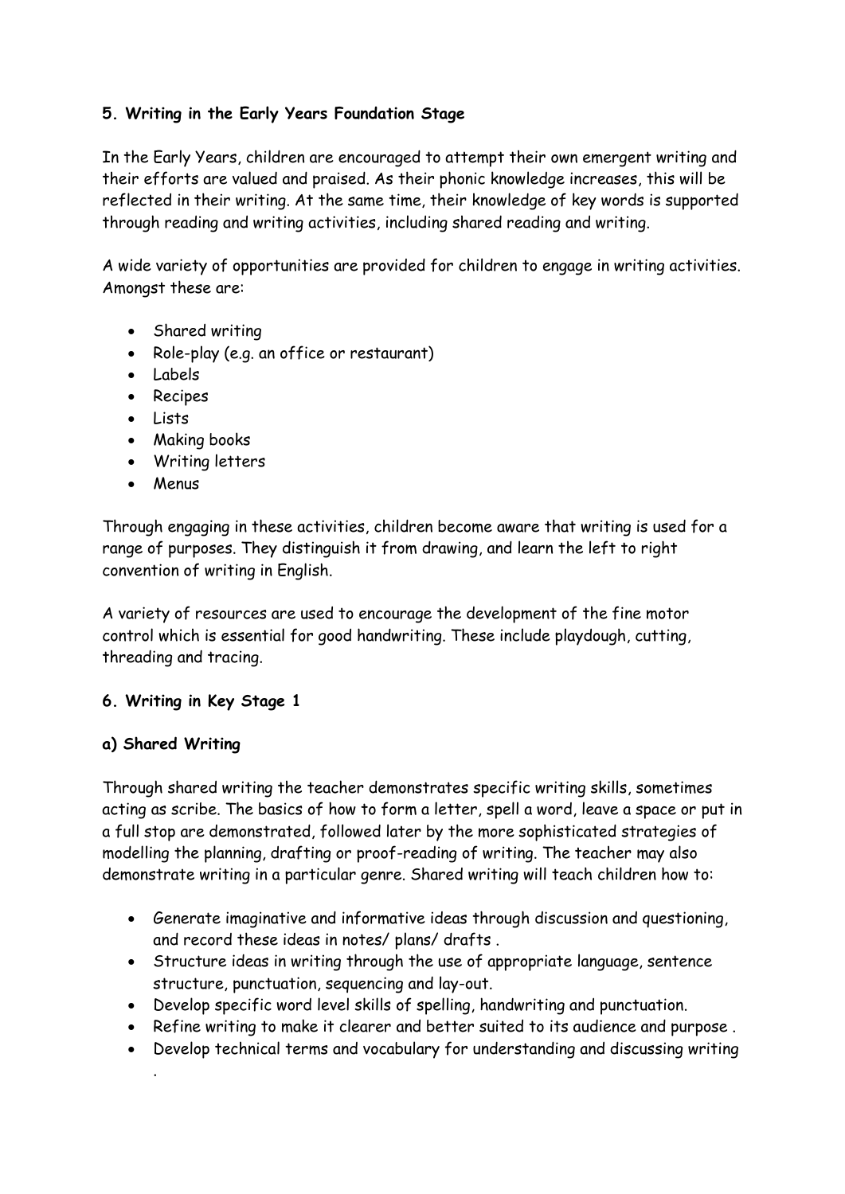### 5. Writing in the Early Years Foundation Stage

In the Early Years, children are encouraged to attempt their own emergent writing and their efforts are valued and praised. As their phonic knowledge increases, this will be reflected in their writing. At the same time, their knowledge of key words is supported through reading and writing activities, including shared reading and writing.

A wide variety of opportunities are provided for children to engage in writing activities. Amongst these are:

- Shared writing
- Role-play (e.g. an office or restaurant)
- Labels
- Recipes
- Lists
- Making books
- Writing letters
- Menus

Through engaging in these activities, children become aware that writing is used for a range of purposes. They distinguish it from drawing, and learn the left to right convention of writing in English.

A variety of resources are used to encourage the development of the fine motor control which is essential for good handwriting. These include playdough, cutting, threading and tracing.

### 6. Writing in Key Stage 1

#### a) Shared Writing

Through shared writing the teacher demonstrates specific writing skills, sometimes acting as scribe. The basics of how to form a letter, spell a word, leave a space or put in a full stop are demonstrated, followed later by the more sophisticated strategies of modelling the planning, drafting or proof-reading of writing. The teacher may also demonstrate writing in a particular genre. Shared writing will teach children how to:

- Generate imaginative and informative ideas through discussion and questioning, and record these ideas in notes/ plans/ drafts .
- Structure ideas in writing through the use of appropriate language, sentence structure, punctuation, sequencing and lay-out.
- Develop specific word level skills of spelling, handwriting and punctuation.
- Refine writing to make it clearer and better suited to its audience and purpose .
- Develop technical terms and vocabulary for understanding and discussing writing .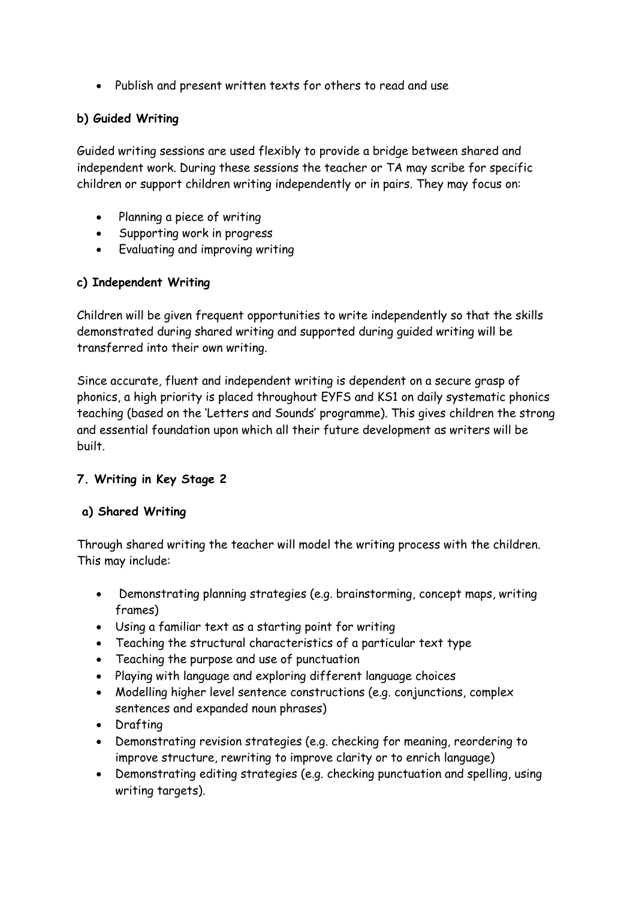- Publish and present written texts for others to read and use

**b) Guided Writing**

Guided writing sessions are used flexibly to provide a bridge between shared and independent work. During these sessions the teacher or TA may scribe for specific children or support children writing independently or in pairs. They may focus on:

- Planning a piece of writing
- Supporting work in progress
- Evaluating and improving writing

**c) Independent Writing**

Children will be given frequent opportunities to write independently so that the skills demonstrated during shared writing and supported during guided writing will be transferred into their own writing.

Since accurate, fluent and independent writing is dependent on a secure grasp of phonics, a high priority is placed throughout EYFS and KS1 on daily systematic phonics teaching (based on the 'Letters and Sounds' programme). This gives children the strong and essential foundation upon which all their future development as writers will be built.

**7. Writing in Key Stage 2**

**a) Shared Writing**

Through shared writing the teacher will model the writing process with the children. This may include:

- Demonstrating planning strategies (e.g. brainstorming, concept maps, writing frames)
- Using a familiar text as a starting point for writing
- Teaching the structural characteristics of a particular text type
- Teaching the purpose and use of punctuation
- Playing with language and exploring different language choices
- Modelling higher level sentence constructions (e.g. conjunctions, complex sentences and expanded noun phrases)
- Drafting
- Demonstrating revision strategies (e.g. checking for meaning, reordering to improve structure, rewriting to improve clarity or to enrich language)
- Demonstrating editing strategies (e.g. checking punctuation and spelling, using writing targets).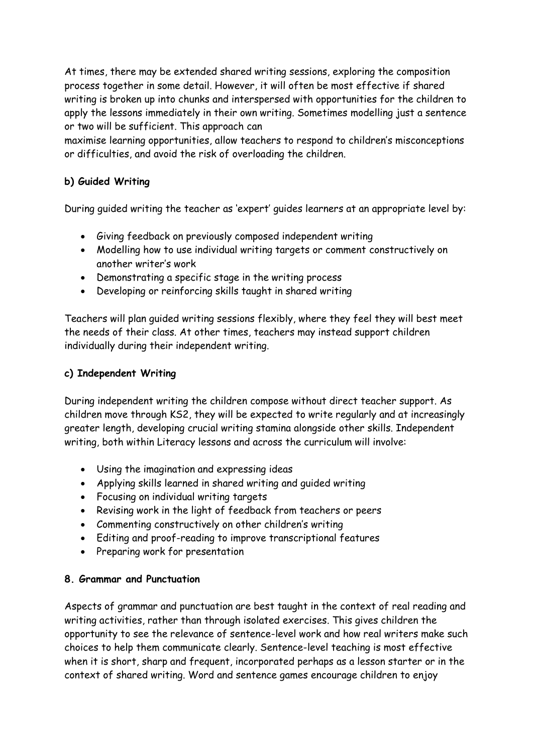At times, there may be extended shared writing sessions, exploring the composition process together in some detail. However, it will often be most effective if shared writing is broken up into chunks and interspersed with opportunities for the children to apply the lessons immediately in their own writing. Sometimes modelling just a sentence or two will be sufficient. This approach can
maximise learning opportunities, allow teachers to respond to children's misconceptions or difficulties, and avoid the risk of overloading the children.

**b) Guided Writing**

During guided writing the teacher as 'expert' guides learners at an appropriate level by:

- Giving feedback on previously composed independent writing
- Modelling how to use individual writing targets or comment constructively on another writer's work
- Demonstrating a specific stage in the writing process
- Developing or reinforcing skills taught in shared writing

Teachers will plan guided writing sessions flexibly, where they feel they will best meet the needs of their class. At other times, teachers may instead support children individually during their independent writing.

**c) Independent Writing**

During independent writing the children compose without direct teacher support. As children move through KS2, they will be expected to write regularly and at increasingly greater length, developing crucial writing stamina alongside other skills. Independent writing, both within Literacy lessons and across the curriculum will involve:

- Using the imagination and expressing ideas
- Applying skills learned in shared writing and guided writing
- Focusing on individual writing targets
- Revising work in the light of feedback from teachers or peers
- Commenting constructively on other children's writing
- Editing and proof-reading to improve transcriptional features
- Preparing work for presentation

**8. Grammar and Punctuation**

Aspects of grammar and punctuation are best taught in the context of real reading and writing activities, rather than through isolated exercises. This gives children the opportunity to see the relevance of sentence-level work and how real writers make such choices to help them communicate clearly. Sentence-level teaching is most effective when it is short, sharp and frequent, incorporated perhaps as a lesson starter or in the context of shared writing. Word and sentence games encourage children to enjoy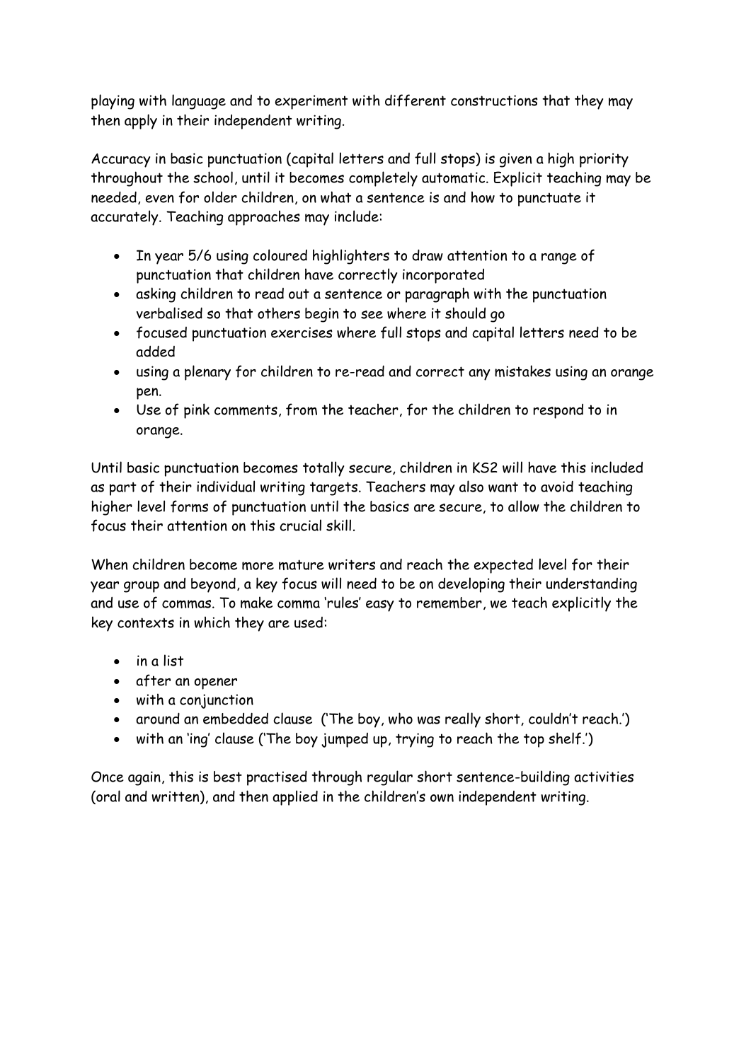playing with language and to experiment with different constructions that they may then apply in their independent writing.

Accuracy in basic punctuation (capital letters and full stops) is given a high priority throughout the school, until it becomes completely automatic. Explicit teaching may be needed, even for older children, on what a sentence is and how to punctuate it accurately. Teaching approaches may include:

- In year 5/6 using coloured highlighters to draw attention to a range of punctuation that children have correctly incorporated
- asking children to read out a sentence or paragraph with the punctuation verbalised so that others begin to see where it should go
- focused punctuation exercises where full stops and capital letters need to be added
- using a plenary for children to re-read and correct any mistakes using an orange pen.
- Use of pink comments, from the teacher, for the children to respond to in orange.

Until basic punctuation becomes totally secure, children in KS2 will have this included as part of their individual writing targets. Teachers may also want to avoid teaching higher level forms of punctuation until the basics are secure, to allow the children to focus their attention on this crucial skill.

When children become more mature writers and reach the expected level for their year group and beyond, a key focus will need to be on developing their understanding and use of commas. To make comma 'rules' easy to remember, we teach explicitly the key contexts in which they are used:

- in a list
- after an opener
- with a conjunction
- around an embedded clause ('The boy, who was really short, couldn't reach.')
- with an 'ing' clause ('The boy jumped up, trying to reach the top shelf.')

Once again, this is best practised through regular short sentence-building activities (oral and written), and then applied in the children's own independent writing.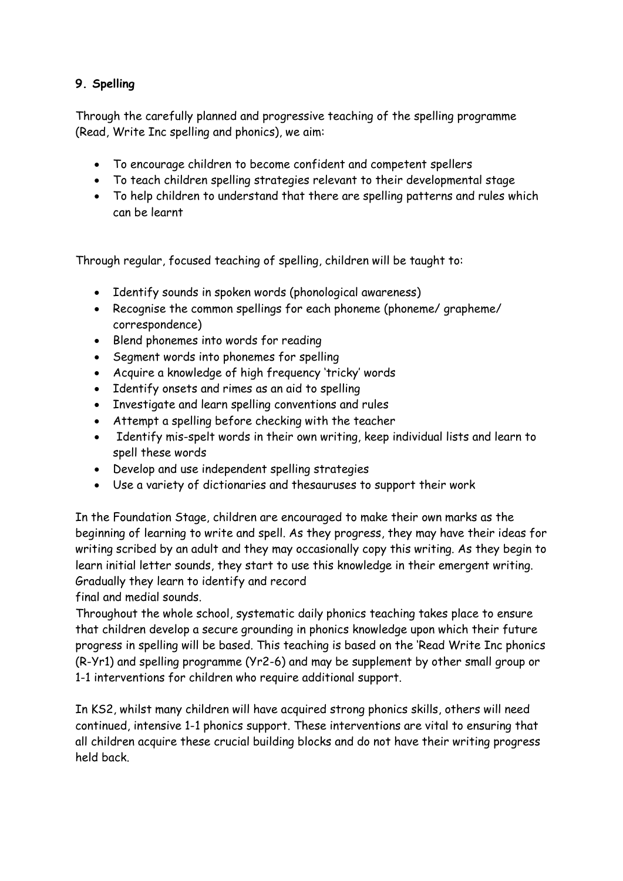**9. Spelling**

Through the carefully planned and progressive teaching of the spelling programme (Read, Write Inc spelling and phonics), we aim:

- To encourage children to become confident and competent spellers
- To teach children spelling strategies relevant to their developmental stage
- To help children to understand that there are spelling patterns and rules which can be learnt

Through regular, focused teaching of spelling, children will be taught to:

- Identify sounds in spoken words (phonological awareness)
- Recognise the common spellings for each phoneme (phoneme/ grapheme/ correspondence)
- Blend phonemes into words for reading
- Segment words into phonemes for spelling
- Acquire a knowledge of high frequency 'tricky' words
- Identify onsets and rimes as an aid to spelling
- Investigate and learn spelling conventions and rules
- Attempt a spelling before checking with the teacher
- Identify mis-spelt words in their own writing, keep individual lists and learn to spell these words
- Develop and use independent spelling strategies
- Use a variety of dictionaries and thesauruses to support their work

In the Foundation Stage, children are encouraged to make their own marks as the beginning of learning to write and spell. As they progress, they may have their ideas for writing scribed by an adult and they may occasionally copy this writing. As they begin to learn initial letter sounds, they start to use this knowledge in their emergent writing. Gradually they learn to identify and record final and medial sounds.

Throughout the whole school, systematic daily phonics teaching takes place to ensure that children develop a secure grounding in phonics knowledge upon which their future progress in spelling will be based. This teaching is based on the 'Read Write Inc phonics (R-Yr1) and spelling programme (Yr2-6) and may be supplement by other small group or 1-1 interventions for children who require additional support.

In KS2, whilst many children will have acquired strong phonics skills, others will need continued, intensive 1-1 phonics support. These interventions are vital to ensuring that all children acquire these crucial building blocks and do not have their writing progress held back.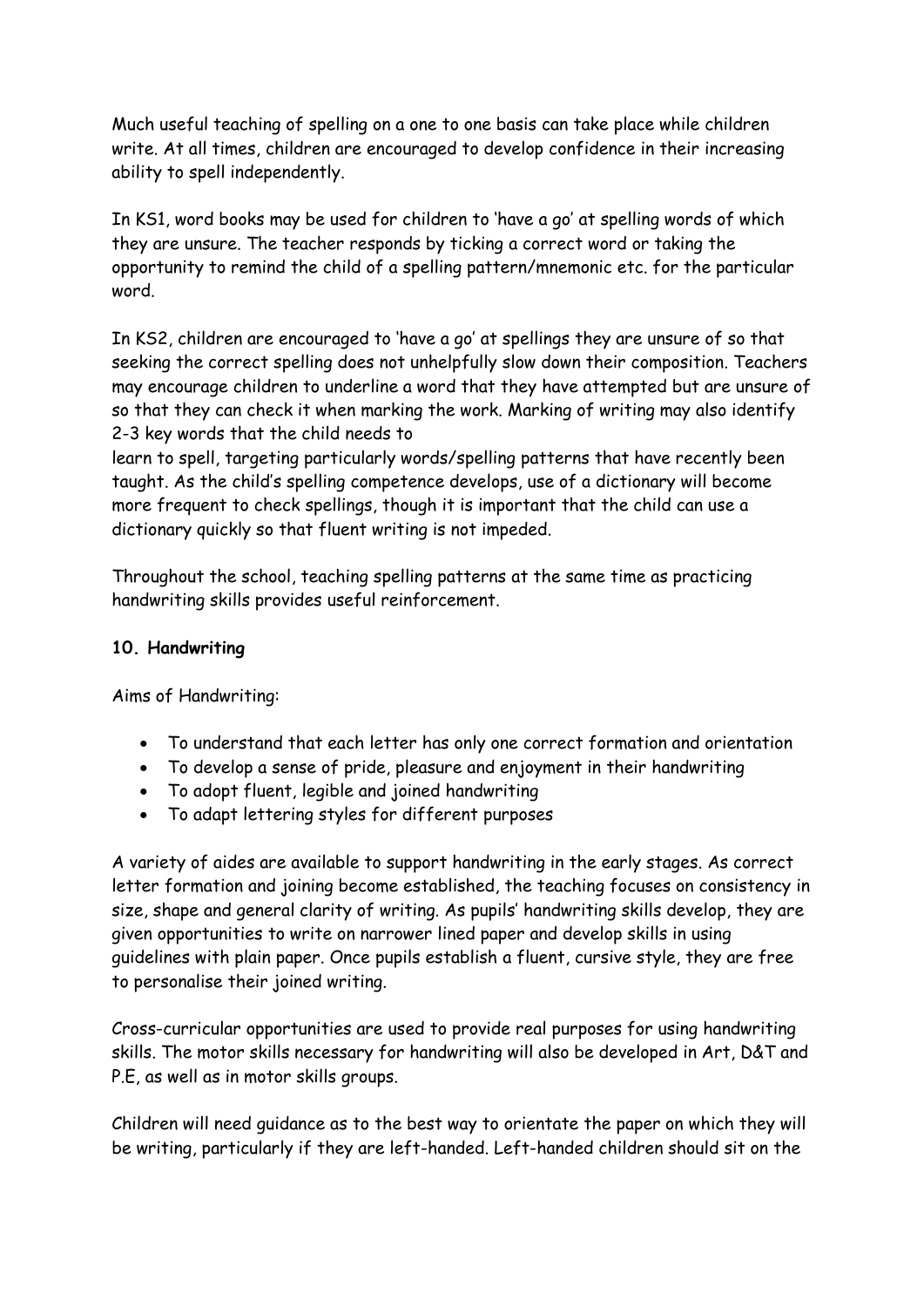Much useful teaching of spelling on a one to one basis can take place while children write. At all times, children are encouraged to develop confidence in their increasing ability to spell independently.

In KS1, word books may be used for children to 'have a go' at spelling words of which they are unsure. The teacher responds by ticking a correct word or taking the opportunity to remind the child of a spelling pattern/mnemonic etc. for the particular word.

In KS2, children are encouraged to 'have a go' at spellings they are unsure of so that seeking the correct spelling does not unhelpfully slow down their composition. Teachers may encourage children to underline a word that they have attempted but are unsure of so that they can check it when marking the work. Marking of writing may also identify 2-3 key words that the child needs to
learn to spell, targeting particularly words/spelling patterns that have recently been taught. As the child's spelling competence develops, use of a dictionary will become more frequent to check spellings, though it is important that the child can use a dictionary quickly so that fluent writing is not impeded.

Throughout the school, teaching spelling patterns at the same time as practicing handwriting skills provides useful reinforcement.

**10. Handwriting**

Aims of Handwriting:

- To understand that each letter has only one correct formation and orientation
- To develop a sense of pride, pleasure and enjoyment in their handwriting
- To adopt fluent, legible and joined handwriting
- To adapt lettering styles for different purposes

A variety of aides are available to support handwriting in the early stages. As correct letter formation and joining become established, the teaching focuses on consistency in size, shape and general clarity of writing. As pupils' handwriting skills develop, they are given opportunities to write on narrower lined paper and develop skills in using guidelines with plain paper. Once pupils establish a fluent, cursive style, they are free to personalise their joined writing.

Cross-curricular opportunities are used to provide real purposes for using handwriting skills. The motor skills necessary for handwriting will also be developed in Art, D&T and P.E, as well as in motor skills groups.

Children will need guidance as to the best way to orientate the paper on which they will be writing, particularly if they are left-handed. Left-handed children should sit on the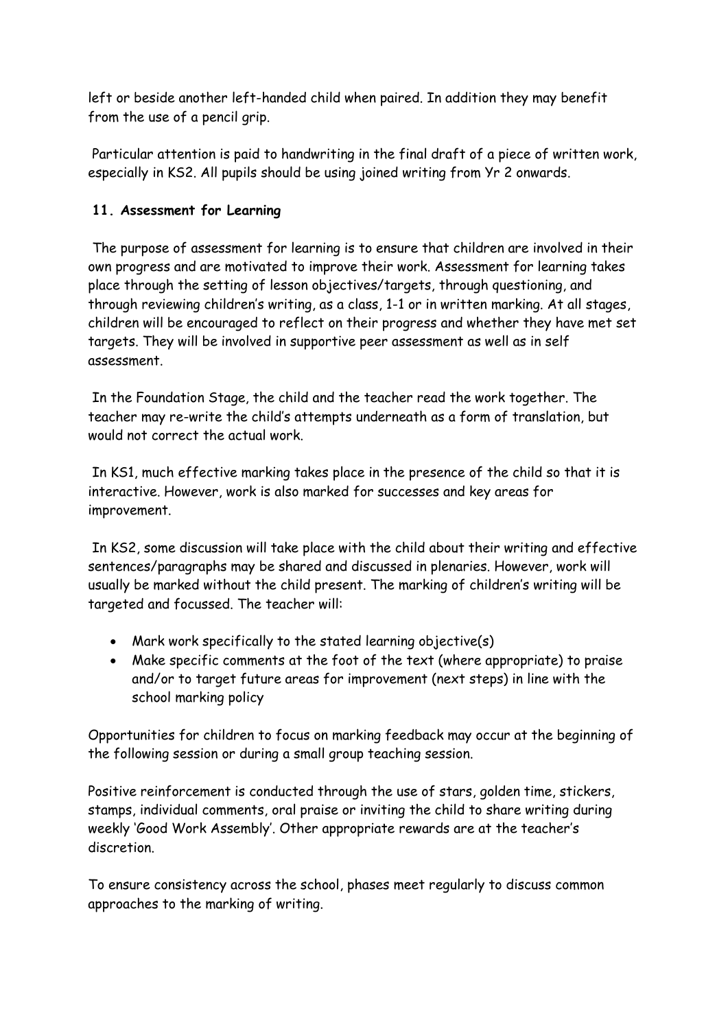left or beside another left-handed child when paired. In addition they may benefit from the use of a pencil grip.

Particular attention is paid to handwriting in the final draft of a piece of written work, especially in KS2. All pupils should be using joined writing from Yr 2 onwards.

## 11. Assessment for Learning

The purpose of assessment for learning is to ensure that children are involved in their own progress and are motivated to improve their work. Assessment for learning takes place through the setting of lesson objectives/targets, through questioning, and through reviewing children's writing, as a class, 1-1 or in written marking. At all stages, children will be encouraged to reflect on their progress and whether they have met set targets. They will be involved in supportive peer assessment as well as in self assessment.

In the Foundation Stage, the child and the teacher read the work together. The teacher may re-write the child's attempts underneath as a form of translation, but would not correct the actual work.

In KS1, much effective marking takes place in the presence of the child so that it is interactive. However, work is also marked for successes and key areas for improvement.

In KS2, some discussion will take place with the child about their writing and effective sentences/paragraphs may be shared and discussed in plenaries. However, work will usually be marked without the child present. The marking of children's writing will be targeted and focussed. The teacher will:

- Mark work specifically to the stated learning objective(s)
- Make specific comments at the foot of the text (where appropriate) to praise and/or to target future areas for improvement (next steps) in line with the school marking policy

Opportunities for children to focus on marking feedback may occur at the beginning of the following session or during a small group teaching session.

Positive reinforcement is conducted through the use of stars, golden time, stickers, stamps, individual comments, oral praise or inviting the child to share writing during weekly 'Good Work Assembly'. Other appropriate rewards are at the teacher's discretion.

To ensure consistency across the school, phases meet regularly to discuss common approaches to the marking of writing.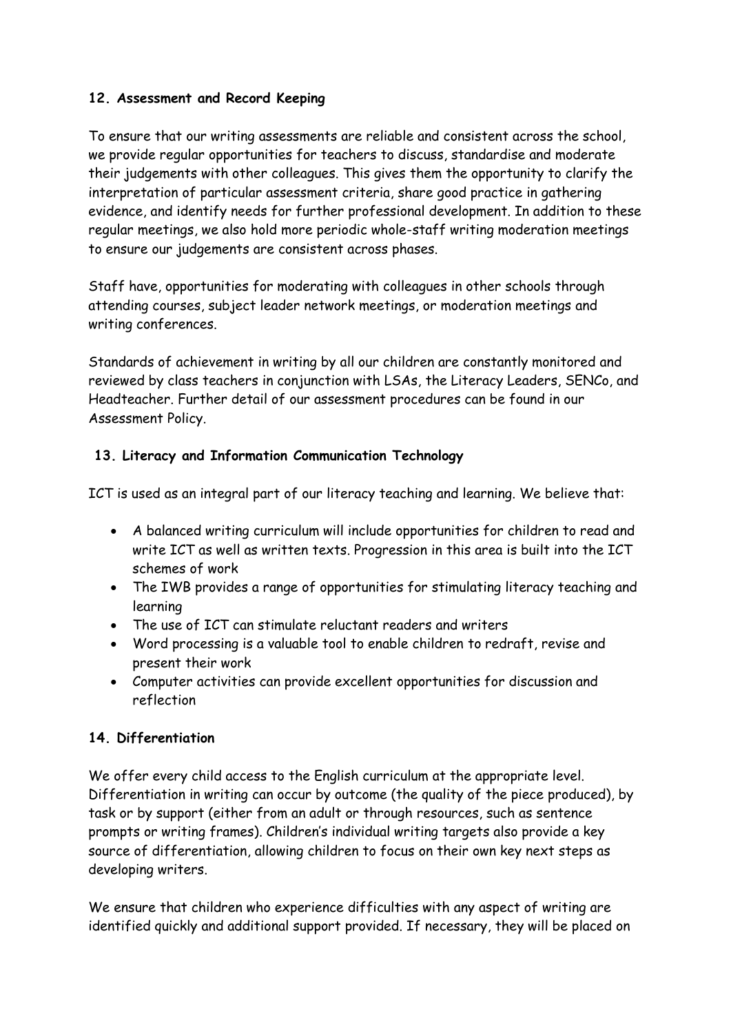**12. Assessment and Record Keeping**

To ensure that our writing assessments are reliable and consistent across the school, we provide regular opportunities for teachers to discuss, standardise and moderate their judgements with other colleagues. This gives them the opportunity to clarify the interpretation of particular assessment criteria, share good practice in gathering evidence, and identify needs for further professional development. In addition to these regular meetings, we also hold more periodic whole-staff writing moderation meetings to ensure our judgements are consistent across phases.

Staff have, opportunities for moderating with colleagues in other schools through attending courses, subject leader network meetings, or moderation meetings and writing conferences.

Standards of achievement in writing by all our children are constantly monitored and reviewed by class teachers in conjunction with LSAs, the Literacy Leaders, SENCo, and Headteacher. Further detail of our assessment procedures can be found in our Assessment Policy.

**13. Literacy and Information Communication Technology**

ICT is used as an integral part of our literacy teaching and learning. We believe that:

- A balanced writing curriculum will include opportunities for children to read and write ICT as well as written texts. Progression in this area is built into the ICT schemes of work
- The IWB provides a range of opportunities for stimulating literacy teaching and learning
- The use of ICT can stimulate reluctant readers and writers
- Word processing is a valuable tool to enable children to redraft, revise and present their work
- Computer activities can provide excellent opportunities for discussion and reflection

**14. Differentiation**

We offer every child access to the English curriculum at the appropriate level. Differentiation in writing can occur by outcome (the quality of the piece produced), by task or by support (either from an adult or through resources, such as sentence prompts or writing frames). Children's individual writing targets also provide a key source of differentiation, allowing children to focus on their own key next steps as developing writers.

We ensure that children who experience difficulties with any aspect of writing are identified quickly and additional support provided. If necessary, they will be placed on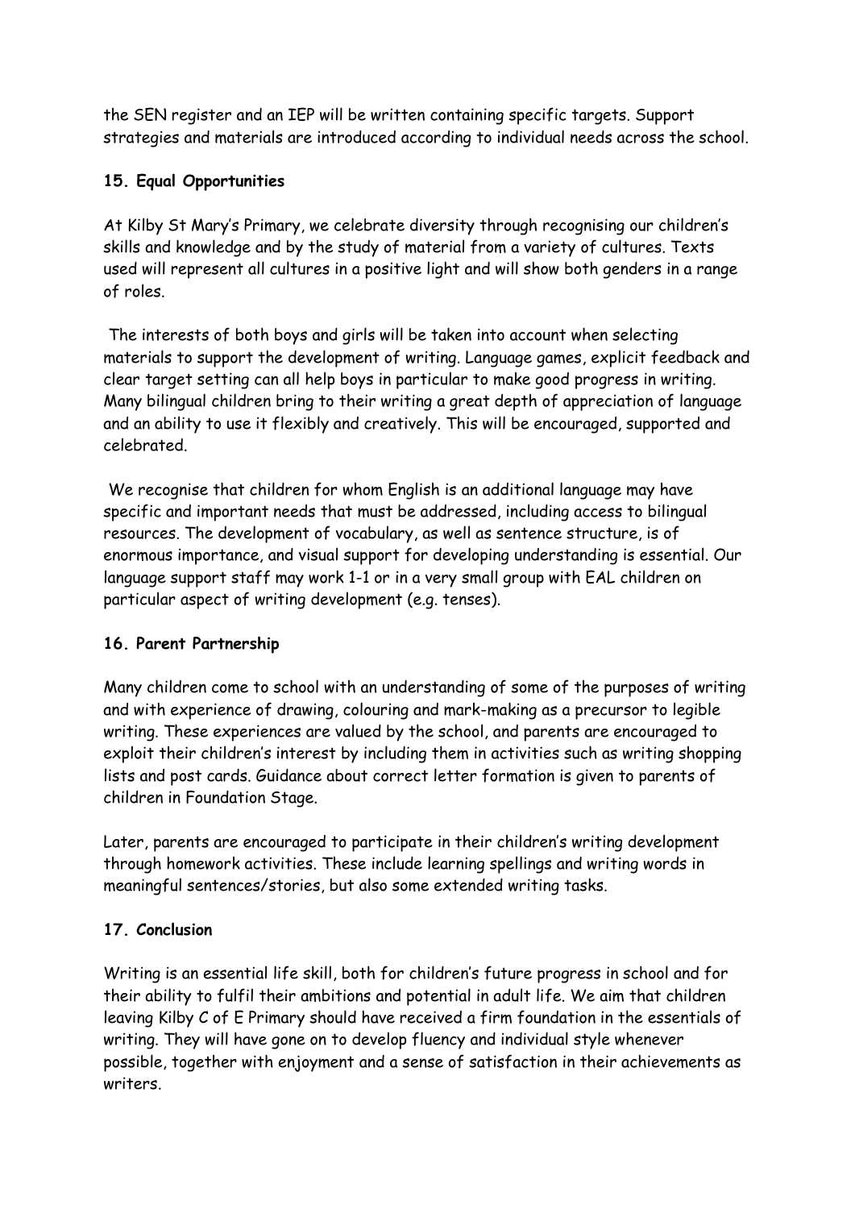the SEN register and an IEP will be written containing specific targets. Support strategies and materials are introduced according to individual needs across the school.

## 15. Equal Opportunities

At Kilby St Mary's Primary, we celebrate diversity through recognising our children's skills and knowledge and by the study of material from a variety of cultures. Texts used will represent all cultures in a positive light and will show both genders in a range of roles.

The interests of both boys and girls will be taken into account when selecting materials to support the development of writing. Language games, explicit feedback and clear target setting can all help boys in particular to make good progress in writing. Many bilingual children bring to their writing a great depth of appreciation of language and an ability to use it flexibly and creatively. This will be encouraged, supported and celebrated.

We recognise that children for whom English is an additional language may have specific and important needs that must be addressed, including access to bilingual resources. The development of vocabulary, as well as sentence structure, is of enormous importance, and visual support for developing understanding is essential. Our language support staff may work 1-1 or in a very small group with EAL children on particular aspect of writing development (e.g. tenses).

## 16. Parent Partnership

Many children come to school with an understanding of some of the purposes of writing and with experience of drawing, colouring and mark-making as a precursor to legible writing. These experiences are valued by the school, and parents are encouraged to exploit their children's interest by including them in activities such as writing shopping lists and post cards. Guidance about correct letter formation is given to parents of children in Foundation Stage.

Later, parents are encouraged to participate in their children's writing development through homework activities. These include learning spellings and writing words in meaningful sentences/stories, but also some extended writing tasks.

## 17. Conclusion

Writing is an essential life skill, both for children's future progress in school and for their ability to fulfil their ambitions and potential in adult life. We aim that children leaving Kilby C of E Primary should have received a firm foundation in the essentials of writing. They will have gone on to develop fluency and individual style whenever possible, together with enjoyment and a sense of satisfaction in their achievements as writers.